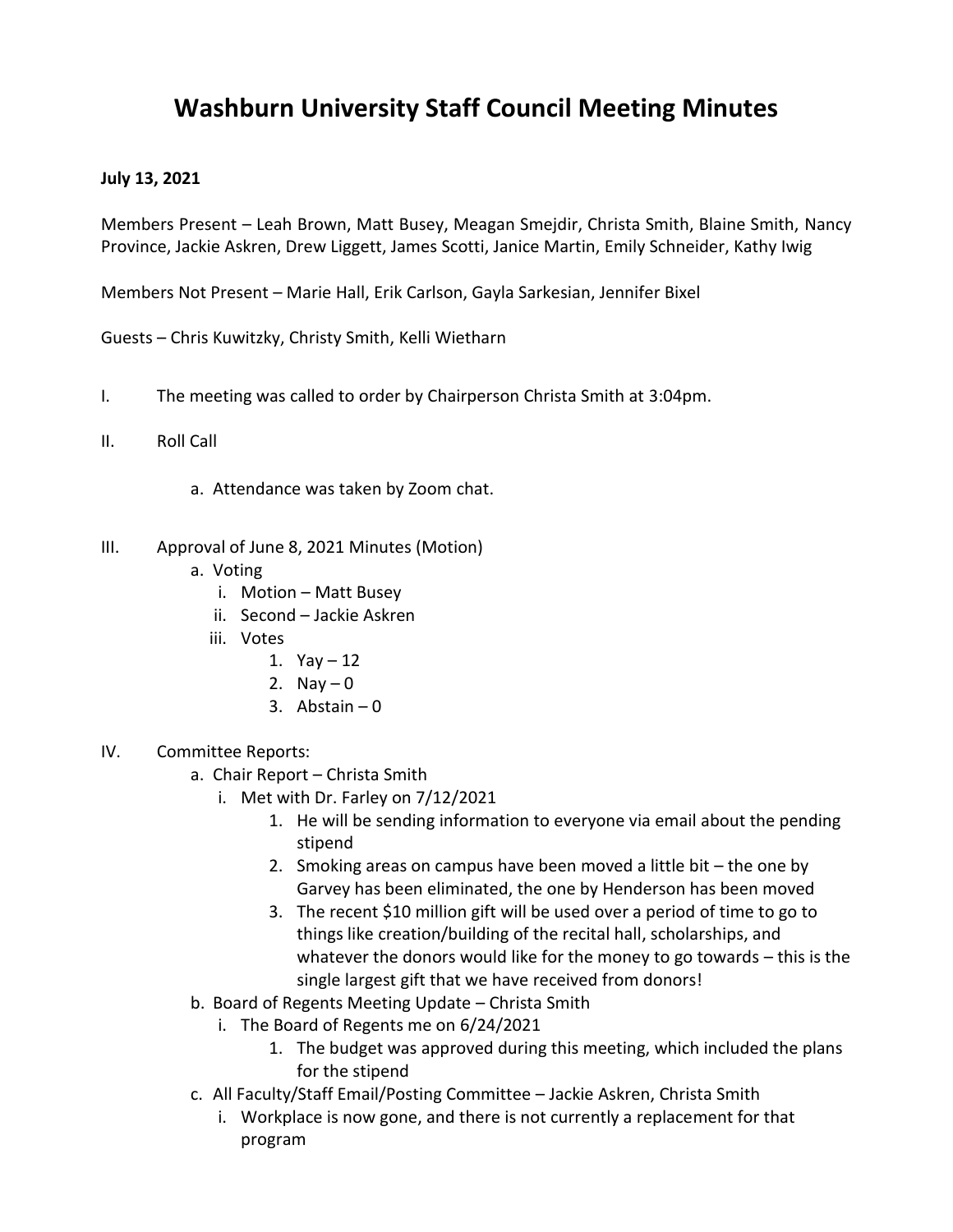# Washburn University Staff Council Meeting Minutes

**July 13, 2021**

Members Present – Leah Brown, Matt Busey, Meagan Smejdir, Christa Smith, Blaine Smith, Nancy Province, Jackie Askren, Drew Liggett, James Scotti, Janice Martin, Emily Schneider, Kathy Iwig

Members Not Present – Marie Hall, Erik Carlson, Gayla Sarkesian, Jennifer Bixel

Guests – Chris Kuwitzky, Christy Smith, Kelli Wietharn

I. The meeting was called to order by Chairperson Christa Smith at 3:04pm.

II. Roll Call

   a. Attendance was taken by Zoom chat.

III. Approval of June 8, 2021 Minutes (Motion)

   a. Voting
      i. Motion – Matt Busey
      ii. Second – Jackie Askren
      iii. Votes
         1. Yay – 12
         2. Nay – 0
         3. Abstain – 0

IV. Committee Reports:

   a. Chair Report – Christa Smith
      i. Met with Dr. Farley on 7/12/2021
         1. He will be sending information to everyone via email about the pending stipend
         2. Smoking areas on campus have been moved a little bit – the one by Garvey has been eliminated, the one by Henderson has been moved
         3. The recent $10 million gift will be used over a period of time to go to things like creation/building of the recital hall, scholarships, and whatever the donors would like for the money to go towards – this is the single largest gift that we have received from donors!
   b. Board of Regents Meeting Update – Christa Smith
      i. The Board of Regents me on 6/24/2021
         1. The budget was approved during this meeting, which included the plans for the stipend
   c. All Faculty/Staff Email/Posting Committee – Jackie Askren, Christa Smith
      i. Workplace is now gone, and there is not currently a replacement for that program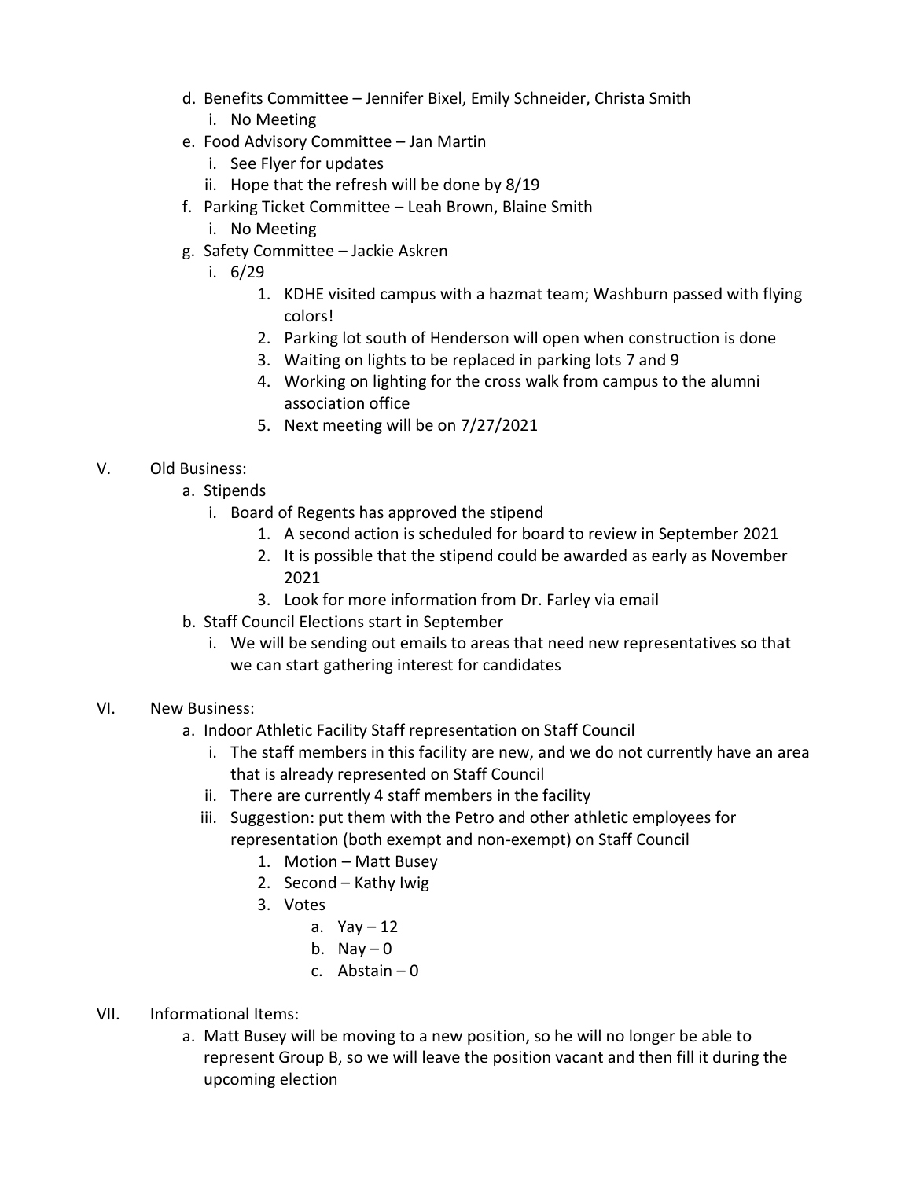d. Benefits Committee – Jennifer Bixel, Emily Schneider, Christa Smith
   i. No Meeting

e. Food Advisory Committee – Jan Martin
   i. See Flyer for updates
   ii. Hope that the refresh will be done by 8/19

f. Parking Ticket Committee – Leah Brown, Blaine Smith
   i. No Meeting

g. Safety Committee – Jackie Askren
   i. 6/29
      1. KDHE visited campus with a hazmat team; Washburn passed with flying colors!
      2. Parking lot south of Henderson will open when construction is done
      3. Waiting on lights to be replaced in parking lots 7 and 9
      4. Working on lighting for the cross walk from campus to the alumni association office
      5. Next meeting will be on 7/27/2021

V. Old Business:

a. Stipends
   i. Board of Regents has approved the stipend
      1. A second action is scheduled for board to review in September 2021
      2. It is possible that the stipend could be awarded as early as November 2021
      3. Look for more information from Dr. Farley via email

b. Staff Council Elections start in September
   i. We will be sending out emails to areas that need new representatives so that we can start gathering interest for candidates

VI. New Business:

a. Indoor Athletic Facility Staff representation on Staff Council
   i. The staff members in this facility are new, and we do not currently have an area that is already represented on Staff Council
   ii. There are currently 4 staff members in the facility
   iii. Suggestion: put them with the Petro and other athletic employees for representation (both exempt and non-exempt) on Staff Council
      1. Motion – Matt Busey
      2. Second – Kathy Iwig
      3. Votes
         a. Yay – 12
         b. Nay – 0
         c. Abstain – 0

VII. Informational Items:

a. Matt Busey will be moving to a new position, so he will no longer be able to represent Group B, so we will leave the position vacant and then fill it during the upcoming election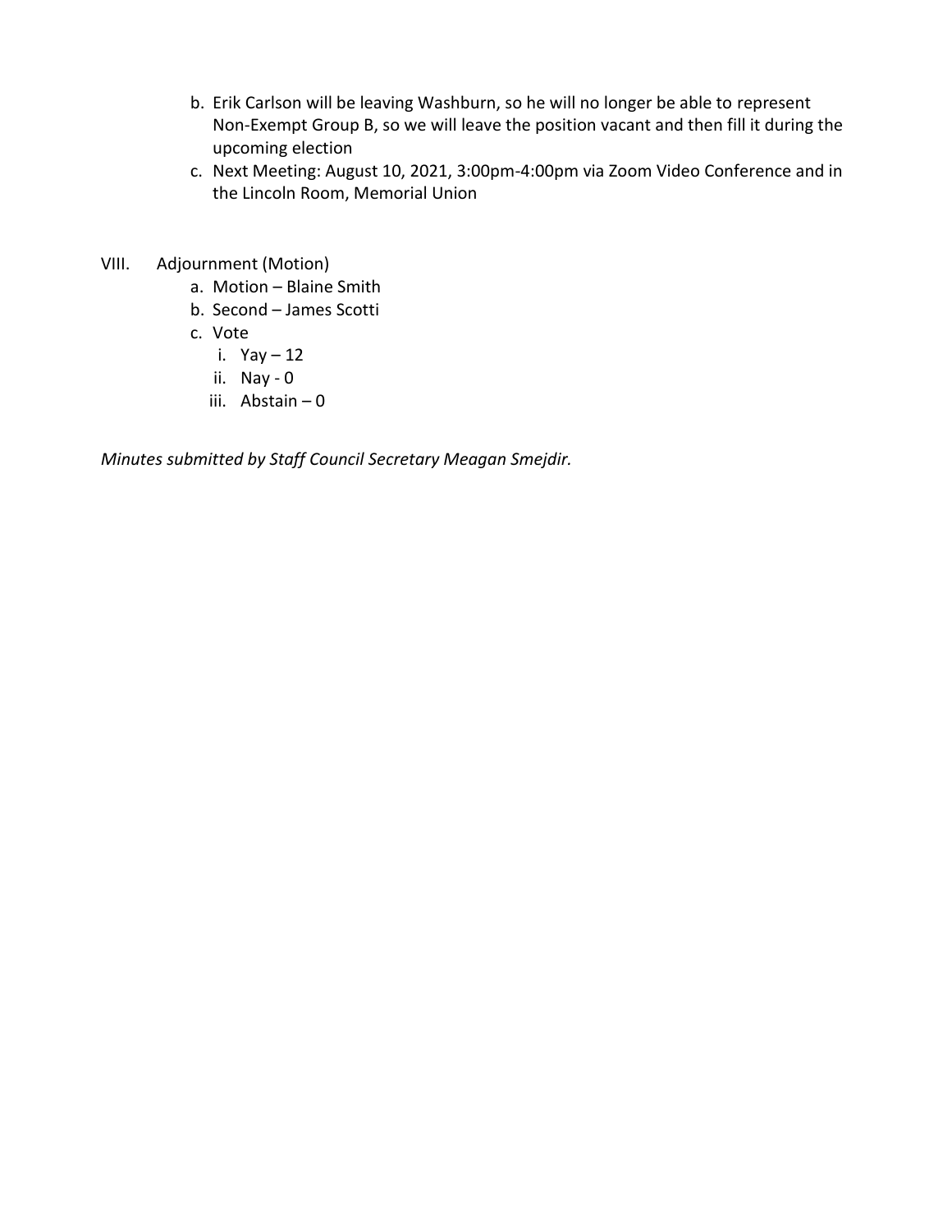b. Erik Carlson will be leaving Washburn, so he will no longer be able to represent Non-Exempt Group B, so we will leave the position vacant and then fill it during the upcoming election
c. Next Meeting: August 10, 2021, 3:00pm-4:00pm via Zoom Video Conference and in the Lincoln Room, Memorial Union

VIII. Adjournment (Motion)
   a. Motion – Blaine Smith
   b. Second – James Scotti
   c. Vote
      i. Yay – 12
      ii. Nay - 0
      iii. Abstain – 0

*Minutes submitted by Staff Council Secretary Meagan Smejdir.*